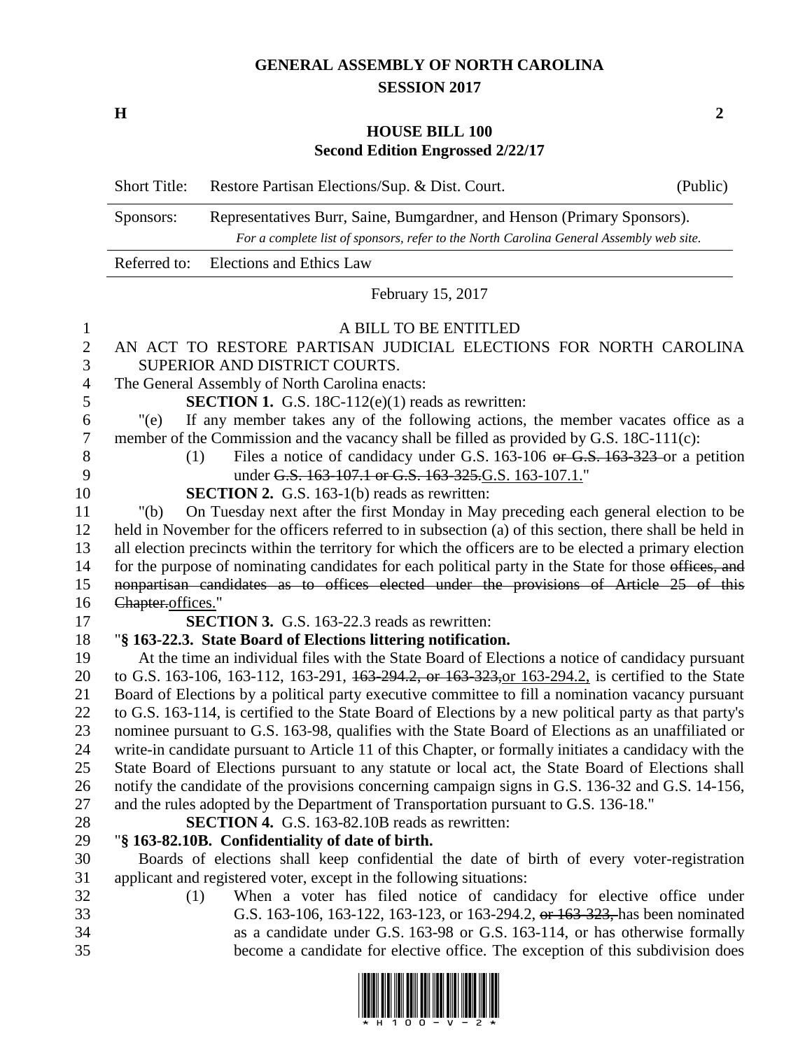# GENERAL ASSEMBLY OF NORTH CAROLINA
## SESSION 2017

**H** **2**

## HOUSE BILL 100
### Second Edition Engrossed 2/22/17

| | | |
|---|---|---|
| Short Title: | Restore Partisan Elections/Sup. & Dist. Court. | (Public) |
| Sponsors: | Representatives Burr, Saine, Bumgardner, and Henson (Primary Sponsors). *For a complete list of sponsors, refer to the North Carolina General Assembly web site.* | |
| Referred to: | Elections and Ethics Law | |

February 15, 2017

A BILL TO BE ENTITLED

AN ACT TO RESTORE PARTISAN JUDICIAL ELECTIONS FOR NORTH CAROLINA SUPERIOR AND DISTRICT COURTS.

The General Assembly of North Carolina enacts:

**SECTION 1.** G.S. 18C-112(e)(1) reads as rewritten:

"(e) If any member takes any of the following actions, the member vacates office as a member of the Commission and the vacancy shall be filled as provided by G.S. 18C-111(c):

(1) Files a notice of candidacy under G.S. 163-106 ~~or G.S. 163-323~~ or a petition under ~~G.S. 163-107.1 or G.S. 163-325.~~<u>G.S. 163-107.1.</u>"

**SECTION 2.** G.S. 163-1(b) reads as rewritten:

"(b) On Tuesday next after the first Monday in May preceding each general election to be held in November for the officers referred to in subsection (a) of this section, there shall be held in all election precincts within the territory for which the officers are to be elected a primary election for the purpose of nominating candidates for each political party in the State for those ~~offices, and nonpartisan candidates as to offices elected under the provisions of Article 25 of this Chapter.~~<u>offices.</u>"

**SECTION 3.** G.S. 163-22.3 reads as rewritten:

"**§ 163-22.3. State Board of Elections littering notification.**

At the time an individual files with the State Board of Elections a notice of candidacy pursuant to G.S. 163-106, 163-112, 163-291, ~~163-294.2, or 163-323,~~<u>or 163-294.2,</u> is certified to the State Board of Elections by a political party executive committee to fill a nomination vacancy pursuant to G.S. 163-114, is certified to the State Board of Elections by a new political party as that party's nominee pursuant to G.S. 163-98, qualifies with the State Board of Elections as an unaffiliated or write-in candidate pursuant to Article 11 of this Chapter, or formally initiates a candidacy with the State Board of Elections pursuant to any statute or local act, the State Board of Elections shall notify the candidate of the provisions concerning campaign signs in G.S. 136-32 and G.S. 14-156, and the rules adopted by the Department of Transportation pursuant to G.S. 136-18."

**SECTION 4.** G.S. 163-82.10B reads as rewritten:

"**§ 163-82.10B. Confidentiality of date of birth.**

Boards of elections shall keep confidential the date of birth of every voter-registration applicant and registered voter, except in the following situations:

(1) When a voter has filed notice of candidacy for elective office under G.S. 163-106, 163-122, 163-123, or 163-294.2, ~~or 163-323,~~ has been nominated as a candidate under G.S. 163-98 or G.S. 163-114, or has otherwise formally become a candidate for elective office. The exception of this subdivision does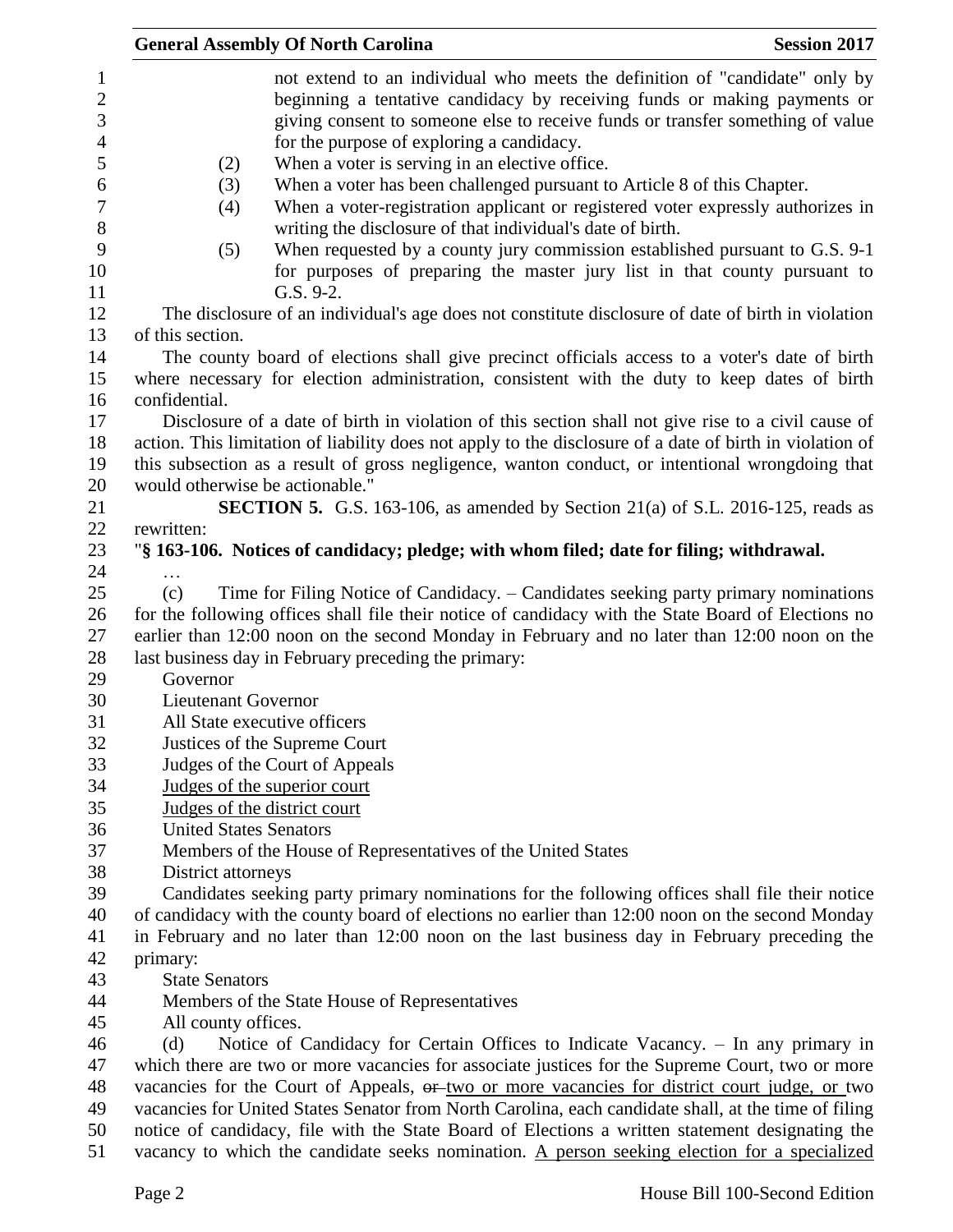not extend to an individual who meets the definition of "candidate" only by beginning a tentative candidacy by receiving funds or making payments or giving consent to someone else to receive funds or transfer something of value for the purpose of exploring a candidacy.

(2) When a voter is serving in an elective office.

(3) When a voter has been challenged pursuant to Article 8 of this Chapter.

(4) When a voter-registration applicant or registered voter expressly authorizes in writing the disclosure of that individual's date of birth.

(5) When requested by a county jury commission established pursuant to G.S. 9-1 for purposes of preparing the master jury list in that county pursuant to G.S. 9-2.

The disclosure of an individual's age does not constitute disclosure of date of birth in violation of this section.

The county board of elections shall give precinct officials access to a voter's date of birth where necessary for election administration, consistent with the duty to keep dates of birth confidential.

Disclosure of a date of birth in violation of this section shall not give rise to a civil cause of action. This limitation of liability does not apply to the disclosure of a date of birth in violation of this subsection as a result of gross negligence, wanton conduct, or intentional wrongdoing that would otherwise be actionable."

**SECTION 5.** G.S. 163-106, as amended by Section 21(a) of S.L. 2016-125, reads as rewritten:

"**§ 163-106. Notices of candidacy; pledge; with whom filed; date for filing; withdrawal.**

…

(c) Time for Filing Notice of Candidacy. – Candidates seeking party primary nominations for the following offices shall file their notice of candidacy with the State Board of Elections no earlier than 12:00 noon on the second Monday in February and no later than 12:00 noon on the last business day in February preceding the primary:

Governor
Lieutenant Governor
All State executive officers
Justices of the Supreme Court
Judges of the Court of Appeals
Judges of the superior court
Judges of the district court
United States Senators
Members of the House of Representatives of the United States
District attorneys

Candidates seeking party primary nominations for the following offices shall file their notice of candidacy with the county board of elections no earlier than 12:00 noon on the second Monday in February and no later than 12:00 noon on the last business day in February preceding the primary:

State Senators
Members of the State House of Representatives
All county offices.

(d) Notice of Candidacy for Certain Offices to Indicate Vacancy. – In any primary in which there are two or more vacancies for associate justices for the Supreme Court, two or more vacancies for the Court of Appeals, ~~or~~ two or more vacancies for district court judge, or two vacancies for United States Senator from North Carolina, each candidate shall, at the time of filing notice of candidacy, file with the State Board of Elections a written statement designating the vacancy to which the candidate seeks nomination. A person seeking election for a specialized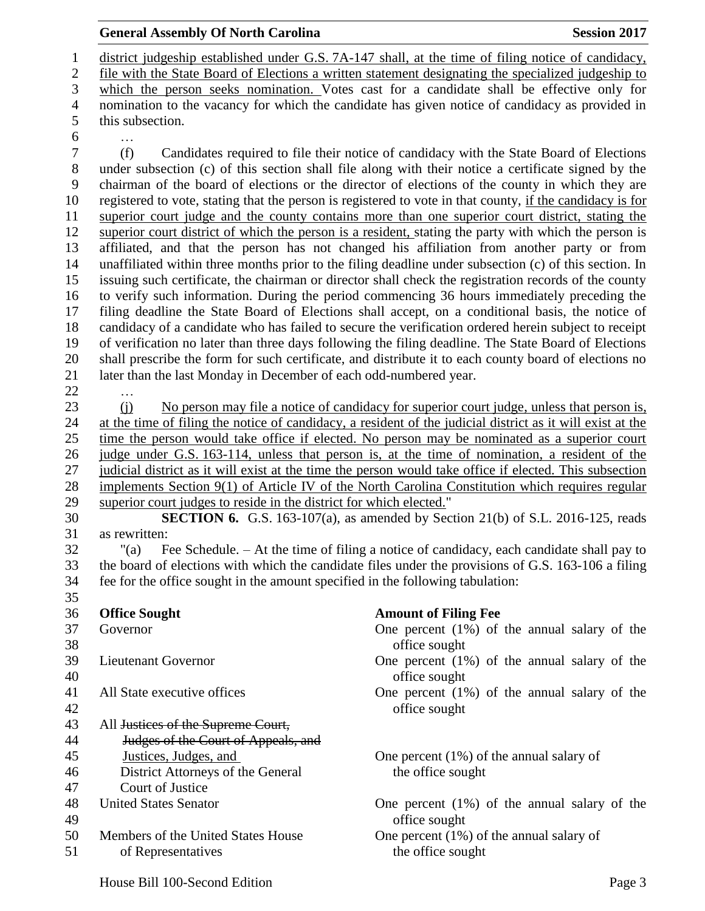district judgeship established under G.S. 7A-147 shall, at the time of filing notice of candidacy, file with the State Board of Elections a written statement designating the specialized judgeship to which the person seeks nomination. Votes cast for a candidate shall be effective only for nomination to the vacancy for which the candidate has given notice of candidacy as provided in this subsection.

…

(f) Candidates required to file their notice of candidacy with the State Board of Elections under subsection (c) of this section shall file along with their notice a certificate signed by the chairman of the board of elections or the director of elections of the county in which they are registered to vote, stating that the person is registered to vote in that county, if the candidacy is for superior court judge and the county contains more than one superior court district, stating the superior court district of which the person is a resident, stating the party with which the person is affiliated, and that the person has not changed his affiliation from another party or from unaffiliated within three months prior to the filing deadline under subsection (c) of this section. In issuing such certificate, the chairman or director shall check the registration records of the county to verify such information. During the period commencing 36 hours immediately preceding the filing deadline the State Board of Elections shall accept, on a conditional basis, the notice of candidacy of a candidate who has failed to secure the verification ordered herein subject to receipt of verification no later than three days following the filing deadline. The State Board of Elections shall prescribe the form for such certificate, and distribute it to each county board of elections no later than the last Monday in December of each odd-numbered year.

…

(j) No person may file a notice of candidacy for superior court judge, unless that person is, at the time of filing the notice of candidacy, a resident of the judicial district as it will exist at the time the person would take office if elected. No person may be nominated as a superior court judge under G.S. 163-114, unless that person is, at the time of nomination, a resident of the judicial district as it will exist at the time the person would take office if elected. This subsection implements Section 9(1) of Article IV of the North Carolina Constitution which requires regular superior court judges to reside in the district for which elected."

**SECTION 6.** G.S. 163-107(a), as amended by Section 21(b) of S.L. 2016-125, reads as rewritten:

"(a) Fee Schedule. – At the time of filing a notice of candidacy, each candidate shall pay to the board of elections with which the candidate files under the provisions of G.S. 163-106 a filing fee for the office sought in the amount specified in the following tabulation:

| **Office Sought** | **Amount of Filing Fee** |
|---|---|
| Governor | One percent (1%) of the annual salary of the office sought |
| Lieutenant Governor | One percent (1%) of the annual salary of the office sought |
| All State executive offices | One percent (1%) of the annual salary of the office sought |
| All ~~Justices of the Supreme Court, Judges of the Court of Appeals, and~~ Justices, Judges, and District Attorneys of the General Court of Justice | One percent (1%) of the annual salary of the office sought |
| United States Senator | One percent (1%) of the annual salary of the office sought |
| Members of the United States House of Representatives | One percent (1%) of the annual salary of the office sought |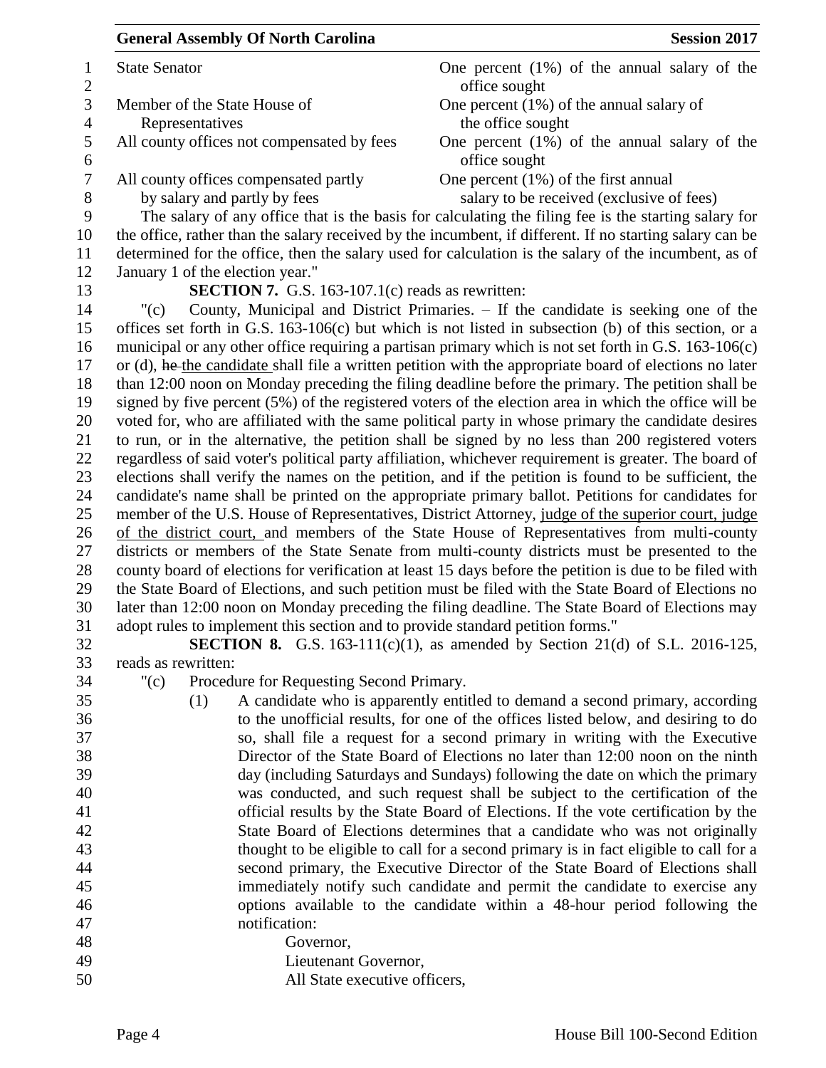| | |
|---|---|
| State Senator | One percent (1%) of the annual salary of the office sought |
| Member of the State House of Representatives | One percent (1%) of the annual salary of the office sought |
| All county offices not compensated by fees | One percent (1%) of the annual salary of the office sought |
| All county offices compensated partly by salary and partly by fees | One percent (1%) of the first annual salary to be received (exclusive of fees) |

The salary of any office that is the basis for calculating the filing fee is the starting salary for the office, rather than the salary received by the incumbent, if different. If no starting salary can be determined for the office, then the salary used for calculation is the salary of the incumbent, as of January 1 of the election year."

**SECTION 7.** G.S. 163-107.1(c) reads as rewritten:

"(c) County, Municipal and District Primaries. – If the candidate is seeking one of the offices set forth in G.S. 163-106(c) but which is not listed in subsection (b) of this section, or a municipal or any other office requiring a partisan primary which is not set forth in G.S. 163-106(c) or (d), ~~he~~ the candidate shall file a written petition with the appropriate board of elections no later than 12:00 noon on Monday preceding the filing deadline before the primary. The petition shall be signed by five percent (5%) of the registered voters of the election area in which the office will be voted for, who are affiliated with the same political party in whose primary the candidate desires to run, or in the alternative, the petition shall be signed by no less than 200 registered voters regardless of said voter's political party affiliation, whichever requirement is greater. The board of elections shall verify the names on the petition, and if the petition is found to be sufficient, the candidate's name shall be printed on the appropriate primary ballot. Petitions for candidates for member of the U.S. House of Representatives, District Attorney, <u>judge of the superior court, judge of the district court,</u> and members of the State House of Representatives from multi-county districts or members of the State Senate from multi-county districts must be presented to the county board of elections for verification at least 15 days before the petition is due to be filed with the State Board of Elections, and such petition must be filed with the State Board of Elections no later than 12:00 noon on Monday preceding the filing deadline. The State Board of Elections may adopt rules to implement this section and to provide standard petition forms."

**SECTION 8.** G.S. 163-111(c)(1), as amended by Section 21(d) of S.L. 2016-125, reads as rewritten:

"(c) Procedure for Requesting Second Primary.

(1) A candidate who is apparently entitled to demand a second primary, according to the unofficial results, for one of the offices listed below, and desiring to do so, shall file a request for a second primary in writing with the Executive Director of the State Board of Elections no later than 12:00 noon on the ninth day (including Saturdays and Sundays) following the date on which the primary was conducted, and such request shall be subject to the certification of the official results by the State Board of Elections. If the vote certification by the State Board of Elections determines that a candidate who was not originally thought to be eligible to call for a second primary is in fact eligible to call for a second primary, the Executive Director of the State Board of Elections shall immediately notify such candidate and permit the candidate to exercise any options available to the candidate within a 48-hour period following the notification:

Governor,
Lieutenant Governor,
All State executive officers,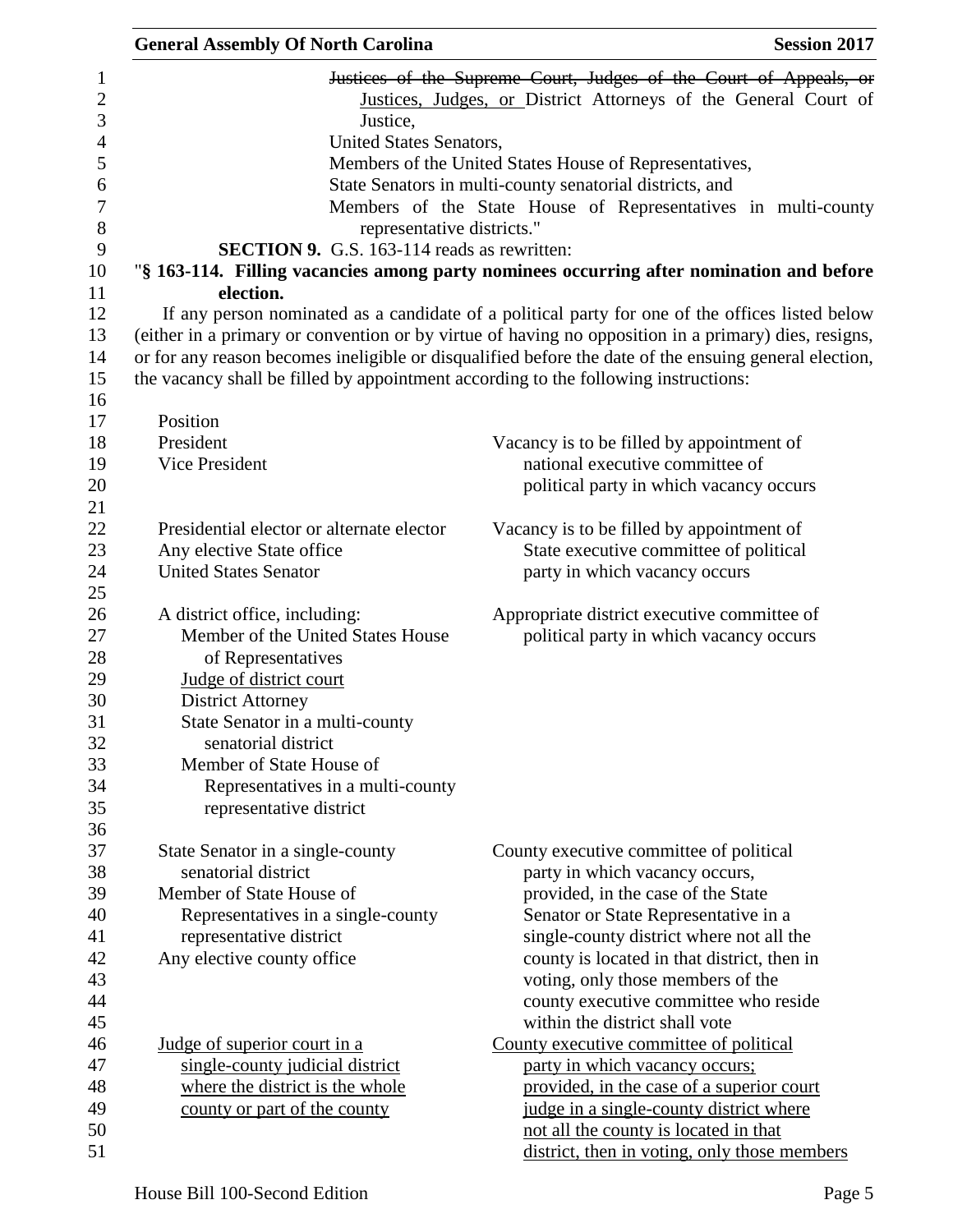~~Justices of the Supreme Court, Judges of the Court of Appeals, or~~
Justices, Judges, or District Attorneys of the General Court of Justice,
United States Senators,
Members of the United States House of Representatives,
State Senators in multi-county senatorial districts, and
Members of the State House of Representatives in multi-county representative districts."

**SECTION 9.** G.S. 163-114 reads as rewritten:

"**§ 163-114. Filling vacancies among party nominees occurring after nomination and before election.**

If any person nominated as a candidate of a political party for one of the offices listed below (either in a primary or convention or by virtue of having no opposition in a primary) dies, resigns, or for any reason becomes ineligible or disqualified before the date of the ensuing general election, the vacancy shall be filled by appointment according to the following instructions:

| Position | |
|---|---|
| President<br>Vice President | Vacancy is to be filled by appointment of national executive committee of political party in which vacancy occurs |
| Presidential elector or alternate elector<br>Any elective State office<br>United States Senator | Vacancy is to be filled by appointment of State executive committee of political party in which vacancy occurs |
| A district office, including:<br>Member of the United States House of Representatives<br>Judge of district court<br>District Attorney<br>State Senator in a multi-county senatorial district<br>Member of State House of Representatives in a multi-county representative district | Appropriate district executive committee of political party in which vacancy occurs |
| State Senator in a single-county senatorial district<br>Member of State House of Representatives in a single-county representative district<br>Any elective county office | County executive committee of political party in which vacancy occurs, provided, in the case of the State Senator or State Representative in a single-county district where not all the county is located in that district, then in voting, only those members of the county executive committee who reside within the district shall vote |
| Judge of superior court in a single-county judicial district where the district is the whole county or part of the county | County executive committee of political party in which vacancy occurs; provided, in the case of a superior court judge in a single-county district where not all the county is located in that district, then in voting, only those members |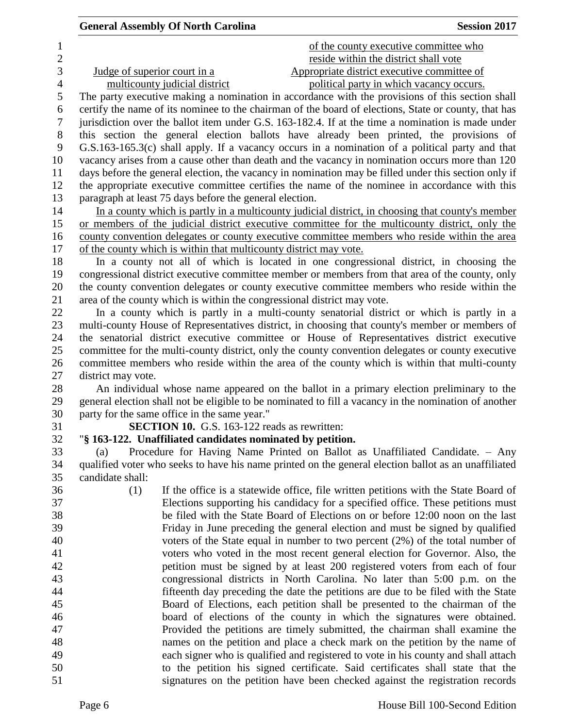| | |
|---|---|
| | of the county executive committee who reside within the district shall vote |
| Judge of superior court in a multicounty judicial district | Appropriate district executive committee of political party in which vacancy occurs. |

The party executive making a nomination in accordance with the provisions of this section shall certify the name of its nominee to the chairman of the board of elections, State or county, that has jurisdiction over the ballot item under G.S. 163-182.4. If at the time a nomination is made under this section the general election ballots have already been printed, the provisions of G.S.163-165.3(c) shall apply. If a vacancy occurs in a nomination of a political party and that vacancy arises from a cause other than death and the vacancy in nomination occurs more than 120 days before the general election, the vacancy in nomination may be filled under this section only if the appropriate executive committee certifies the name of the nominee in accordance with this paragraph at least 75 days before the general election.

In a county which is partly in a multicounty judicial district, in choosing that county's member or members of the judicial district executive committee for the multicounty district, only the county convention delegates or county executive committee members who reside within the area of the county which is within that multicounty district may vote.

In a county not all of which is located in one congressional district, in choosing the congressional district executive committee member or members from that area of the county, only the county convention delegates or county executive committee members who reside within the area of the county which is within the congressional district may vote.

In a county which is partly in a multi-county senatorial district or which is partly in a multi-county House of Representatives district, in choosing that county's member or members of the senatorial district executive committee or House of Representatives district executive committee for the multi-county district, only the county convention delegates or county executive committee members who reside within the area of the county which is within that multi-county district may vote.

An individual whose name appeared on the ballot in a primary election preliminary to the general election shall not be eligible to be nominated to fill a vacancy in the nomination of another party for the same office in the same year."

**SECTION 10.** G.S. 163-122 reads as rewritten:

"**§ 163-122. Unaffiliated candidates nominated by petition.**

(a) Procedure for Having Name Printed on Ballot as Unaffiliated Candidate. – Any qualified voter who seeks to have his name printed on the general election ballot as an unaffiliated candidate shall:

(1) If the office is a statewide office, file written petitions with the State Board of Elections supporting his candidacy for a specified office. These petitions must be filed with the State Board of Elections on or before 12:00 noon on the last Friday in June preceding the general election and must be signed by qualified voters of the State equal in number to two percent (2%) of the total number of voters who voted in the most recent general election for Governor. Also, the petition must be signed by at least 200 registered voters from each of four congressional districts in North Carolina. No later than 5:00 p.m. on the fifteenth day preceding the date the petitions are due to be filed with the State Board of Elections, each petition shall be presented to the chairman of the board of elections of the county in which the signatures were obtained. Provided the petitions are timely submitted, the chairman shall examine the names on the petition and place a check mark on the petition by the name of each signer who is qualified and registered to vote in his county and shall attach to the petition his signed certificate. Said certificates shall state that the signatures on the petition have been checked against the registration records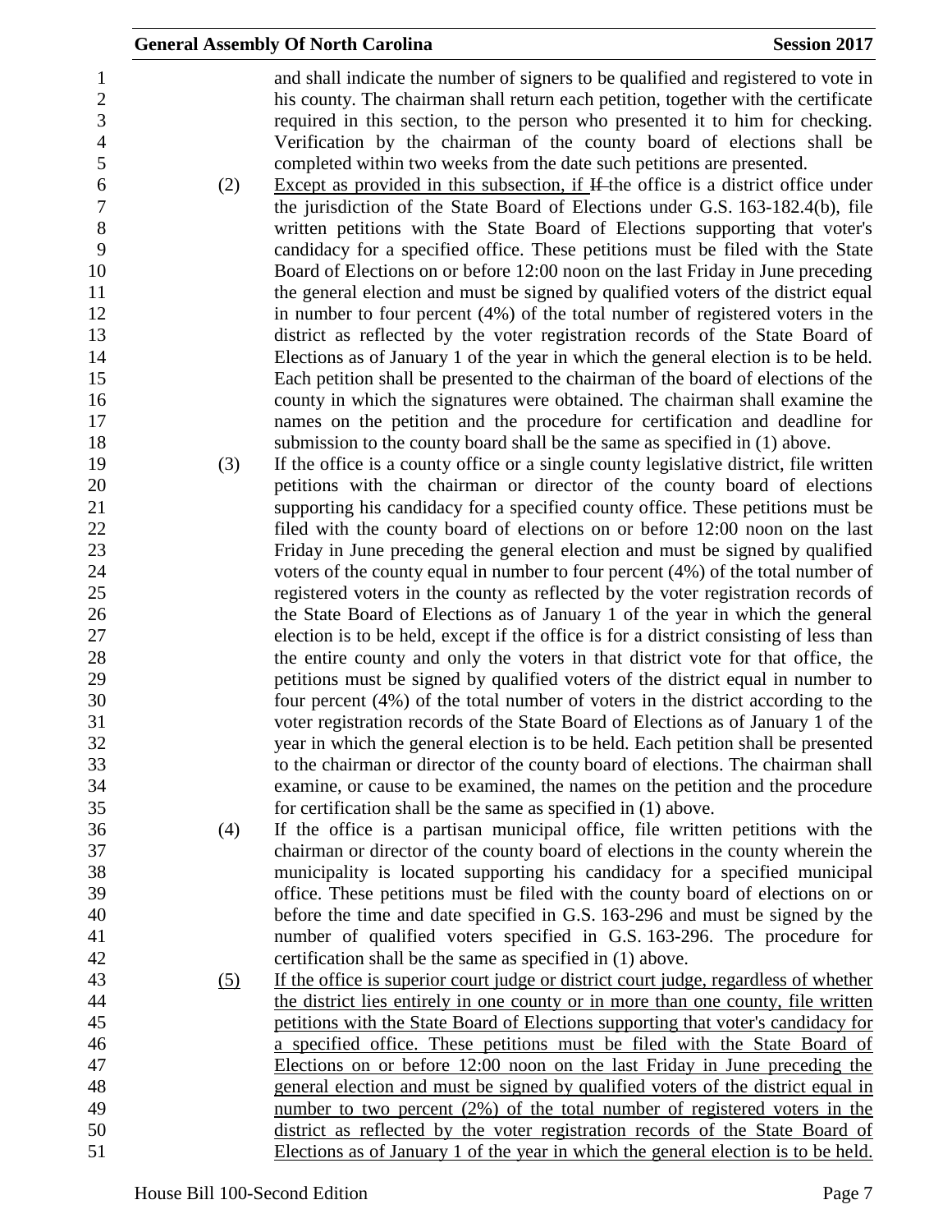and shall indicate the number of signers to be qualified and registered to vote in his county. The chairman shall return each petition, together with the certificate required in this section, to the person who presented it to him for checking. Verification by the chairman of the county board of elections shall be completed within two weeks from the date such petitions are presented.

(2) Except as provided in this subsection, if ~~If~~ the office is a district office under the jurisdiction of the State Board of Elections under G.S. 163-182.4(b), file written petitions with the State Board of Elections supporting that voter's candidacy for a specified office. These petitions must be filed with the State Board of Elections on or before 12:00 noon on the last Friday in June preceding the general election and must be signed by qualified voters of the district equal in number to four percent (4%) of the total number of registered voters in the district as reflected by the voter registration records of the State Board of Elections as of January 1 of the year in which the general election is to be held. Each petition shall be presented to the chairman of the board of elections of the county in which the signatures were obtained. The chairman shall examine the names on the petition and the procedure for certification and deadline for submission to the county board shall be the same as specified in (1) above.

(3) If the office is a county office or a single county legislative district, file written petitions with the chairman or director of the county board of elections supporting his candidacy for a specified county office. These petitions must be filed with the county board of elections on or before 12:00 noon on the last Friday in June preceding the general election and must be signed by qualified voters of the county equal in number to four percent (4%) of the total number of registered voters in the county as reflected by the voter registration records of the State Board of Elections as of January 1 of the year in which the general election is to be held, except if the office is for a district consisting of less than the entire county and only the voters in that district vote for that office, the petitions must be signed by qualified voters of the district equal in number to four percent (4%) of the total number of voters in the district according to the voter registration records of the State Board of Elections as of January 1 of the year in which the general election is to be held. Each petition shall be presented to the chairman or director of the county board of elections. The chairman shall examine, or cause to be examined, the names on the petition and the procedure for certification shall be the same as specified in (1) above.

(4) If the office is a partisan municipal office, file written petitions with the chairman or director of the county board of elections in the county wherein the municipality is located supporting his candidacy for a specified municipal office. These petitions must be filed with the county board of elections on or before the time and date specified in G.S. 163-296 and must be signed by the number of qualified voters specified in G.S. 163-296. The procedure for certification shall be the same as specified in (1) above.

(5) If the office is superior court judge or district court judge, regardless of whether the district lies entirely in one county or in more than one county, file written petitions with the State Board of Elections supporting that voter's candidacy for a specified office. These petitions must be filed with the State Board of Elections on or before 12:00 noon on the last Friday in June preceding the general election and must be signed by qualified voters of the district equal in number to two percent (2%) of the total number of registered voters in the district as reflected by the voter registration records of the State Board of Elections as of January 1 of the year in which the general election is to be held.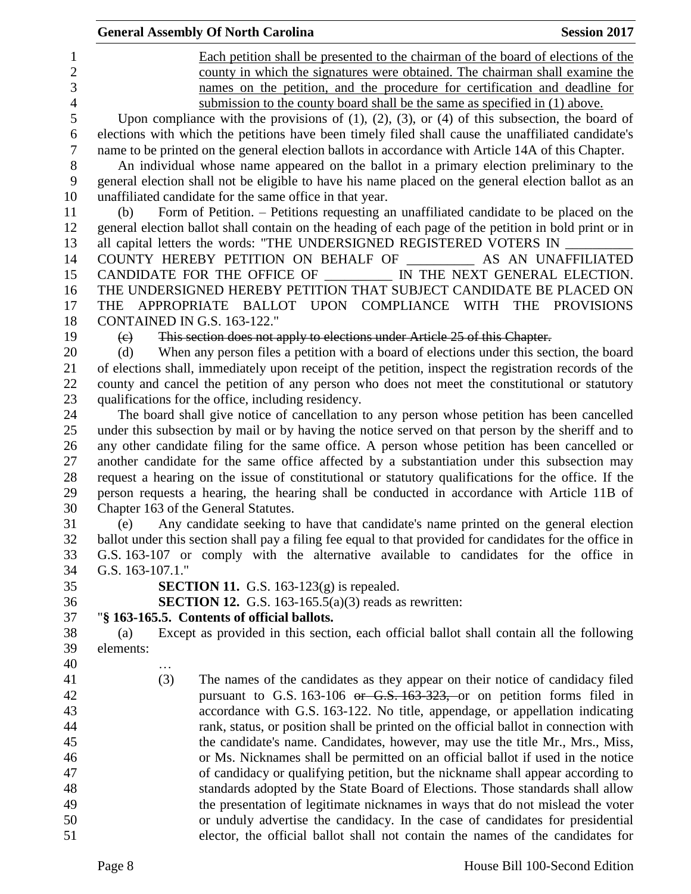Each petition shall be presented to the chairman of the board of elections of the county in which the signatures were obtained. The chairman shall examine the names on the petition, and the procedure for certification and deadline for submission to the county board shall be the same as specified in (1) above.

Upon compliance with the provisions of (1), (2), (3), or (4) of this subsection, the board of elections with which the petitions have been timely filed shall cause the unaffiliated candidate's name to be printed on the general election ballots in accordance with Article 14A of this Chapter.

An individual whose name appeared on the ballot in a primary election preliminary to the general election shall not be eligible to have his name placed on the general election ballot as an unaffiliated candidate for the same office in that year.

(b) Form of Petition. – Petitions requesting an unaffiliated candidate to be placed on the general election ballot shall contain on the heading of each page of the petition in bold print or in all capital letters the words: "THE UNDERSIGNED REGISTERED VOTERS IN __________ COUNTY HEREBY PETITION ON BEHALF OF __________ AS AN UNAFFILIATED CANDIDATE FOR THE OFFICE OF __________ IN THE NEXT GENERAL ELECTION. THE UNDERSIGNED HEREBY PETITION THAT SUBJECT CANDIDATE BE PLACED ON THE APPROPRIATE BALLOT UPON COMPLIANCE WITH THE PROVISIONS CONTAINED IN G.S. 163-122."

~~(c) This section does not apply to elections under Article 25 of this Chapter.~~

(d) When any person files a petition with a board of elections under this section, the board of elections shall, immediately upon receipt of the petition, inspect the registration records of the county and cancel the petition of any person who does not meet the constitutional or statutory qualifications for the office, including residency.

The board shall give notice of cancellation to any person whose petition has been cancelled under this subsection by mail or by having the notice served on that person by the sheriff and to any other candidate filing for the same office. A person whose petition has been cancelled or another candidate for the same office affected by a substantiation under this subsection may request a hearing on the issue of constitutional or statutory qualifications for the office. If the person requests a hearing, the hearing shall be conducted in accordance with Article 11B of Chapter 163 of the General Statutes.

(e) Any candidate seeking to have that candidate's name printed on the general election ballot under this section shall pay a filing fee equal to that provided for candidates for the office in G.S. 163-107 or comply with the alternative available to candidates for the office in G.S. 163-107.1."

**SECTION 11.** G.S. 163-123(g) is repealed.

**SECTION 12.** G.S. 163-165.5(a)(3) reads as rewritten:

"**§ 163-165.5. Contents of official ballots.**

(a) Except as provided in this section, each official ballot shall contain all the following elements:

…

(3) The names of the candidates as they appear on their notice of candidacy filed pursuant to G.S. 163-106 ~~or G.S. 163-323,~~ or on petition forms filed in accordance with G.S. 163-122. No title, appendage, or appellation indicating rank, status, or position shall be printed on the official ballot in connection with the candidate's name. Candidates, however, may use the title Mr., Mrs., Miss, or Ms. Nicknames shall be permitted on an official ballot if used in the notice of candidacy or qualifying petition, but the nickname shall appear according to standards adopted by the State Board of Elections. Those standards shall allow the presentation of legitimate nicknames in ways that do not mislead the voter or unduly advertise the candidacy. In the case of candidates for presidential elector, the official ballot shall not contain the names of the candidates for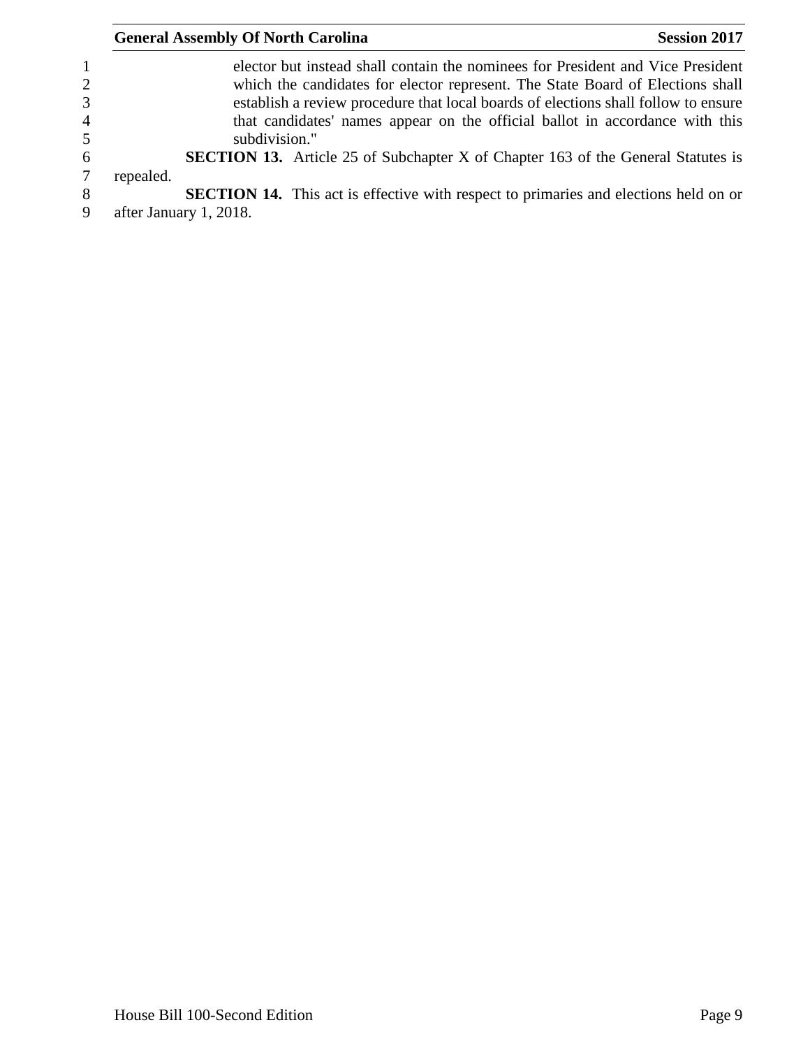elector but instead shall contain the nominees for President and Vice President which the candidates for elector represent. The State Board of Elections shall establish a review procedure that local boards of elections shall follow to ensure that candidates' names appear on the official ballot in accordance with this subdivision."

**SECTION 13.** Article 25 of Subchapter X of Chapter 163 of the General Statutes is repealed.

**SECTION 14.** This act is effective with respect to primaries and elections held on or after January 1, 2018.